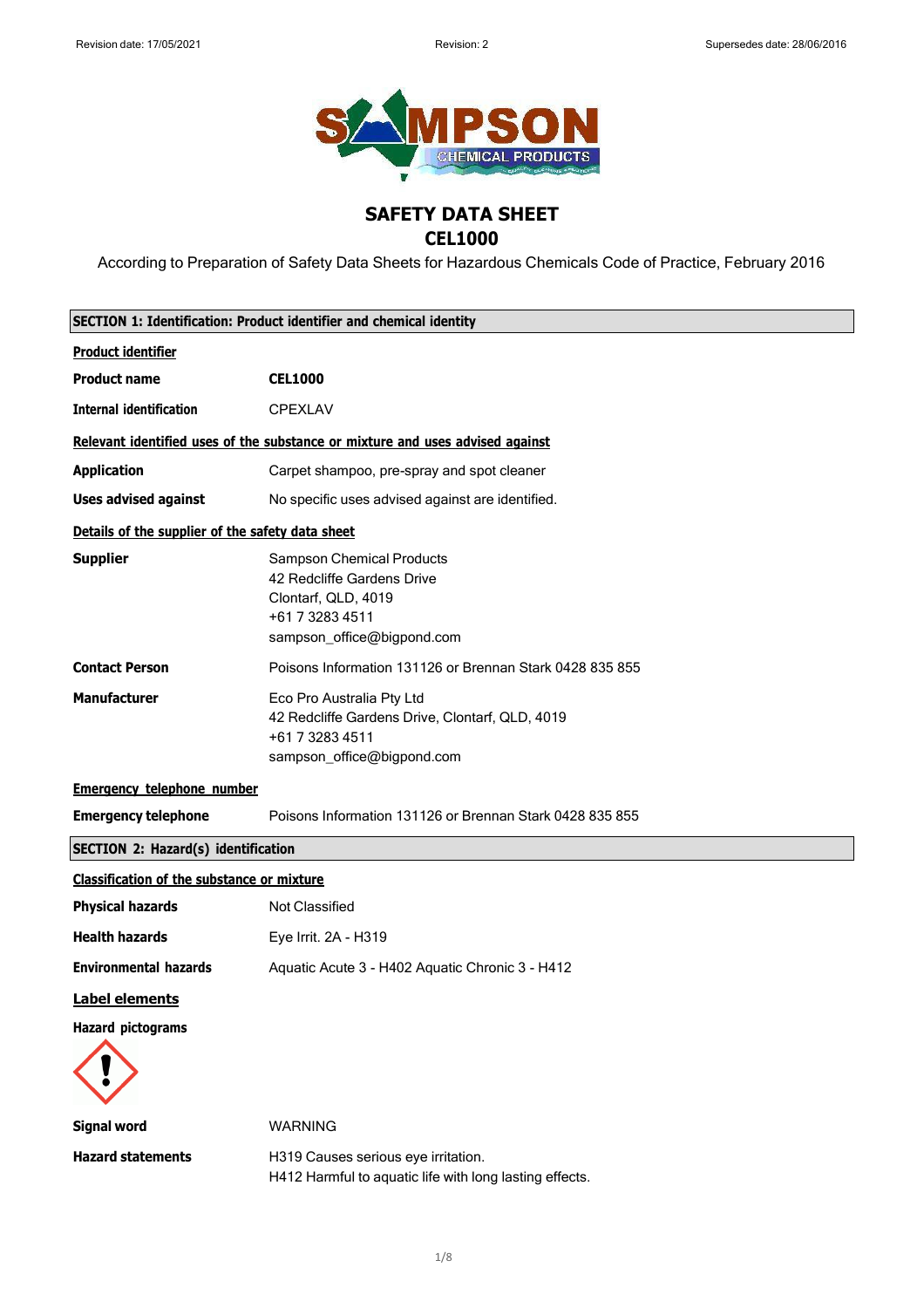Revision date: 17/05/2021 | Revision: 2 | Supersedes date: 28/06/2016

# SAFETY DATA SHEET
# CEL1000

According to Preparation of Safety Data Sheets for Hazardous Chemicals Code of Practice, February 2016

## SECTION 1: Identification: Product identifier and chemical identity

**Product identifier**

**Product name** **CEL1000**

**Internal identification** CPEXLAV

**Relevant identified uses of the substance or mixture and uses advised against**

**Application** Carpet shampoo, pre-spray and spot cleaner

**Uses advised against** No specific uses advised against are identified.

**Details of the supplier of the safety data sheet**

**Supplier**
Sampson Chemical Products
42 Redcliffe Gardens Drive
Clontarf, QLD, 4019
+61 7 3283 4511
sampson_office@bigpond.com

**Contact Person** Poisons Information 131126 or Brennan Stark 0428 835 855

**Manufacturer**
Eco Pro Australia Pty Ltd
42 Redcliffe Gardens Drive, Clontarf, QLD, 4019
+61 7 3283 4511
sampson_office@bigpond.com

**Emergency telephone number**

**Emergency telephone** Poisons Information 131126 or Brennan Stark 0428 835 855

## SECTION 2: Hazard(s) identification

**Classification of the substance or mixture**

**Physical hazards** Not Classified

**Health hazards** Eye Irrit. 2A - H319

**Environmental hazards** Aquatic Acute 3 - H402 Aquatic Chronic 3 - H412

**Label elements**

**Hazard pictograms**

**Signal word** WARNING

**Hazard statements**
H319 Causes serious eye irritation.
H412 Harmful to aquatic life with long lasting effects.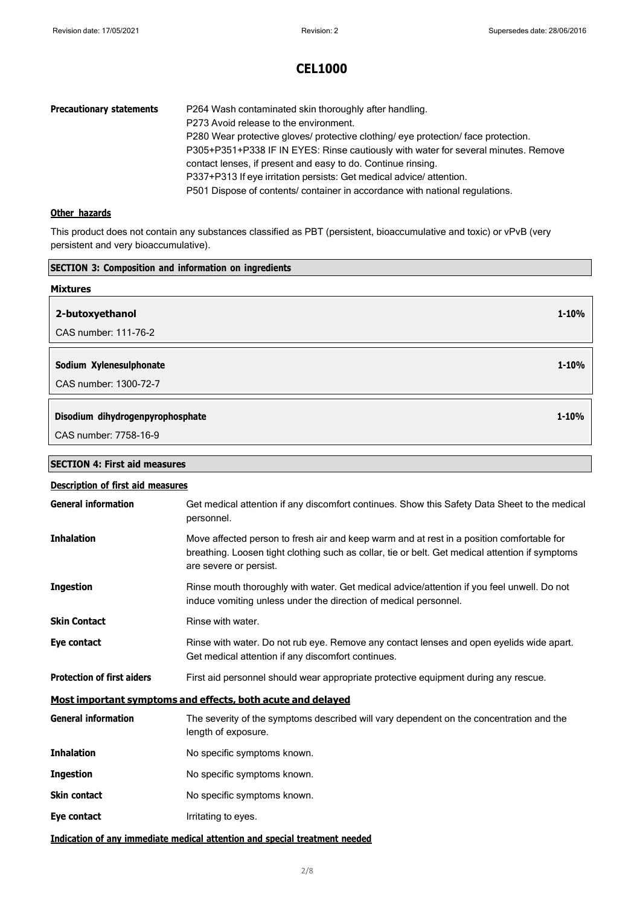# CEL1000

**Precautionary statements**
P264 Wash contaminated skin thoroughly after handling.
P273 Avoid release to the environment.
P280 Wear protective gloves/ protective clothing/ eye protection/ face protection.
P305+P351+P338 IF IN EYES: Rinse cautiously with water for several minutes. Remove contact lenses, if present and easy to do. Continue rinsing.
P337+P313 If eye irritation persists: Get medical advice/ attention.
P501 Dispose of contents/ container in accordance with national regulations.

**Other hazards**

This product does not contain any substances classified as PBT (persistent, bioaccumulative and toxic) or vPvB (very persistent and very bioaccumulative).

## SECTION 3: Composition and information on ingredients

**Mixtures**

| | |
|---|---|
| **2-butoxyethanol** | **1-10%** |
| CAS number: 111-76-2 | |

| | |
|---|---|
| **Sodium Xylenesulphonate** | **1-10%** |
| CAS number: 1300-72-7 | |

| | |
|---|---|
| **Disodium dihydrogenpyrophosphate** | **1-10%** |
| CAS number: 7758-16-9 | |

## SECTION 4: First aid measures

**Description of first aid measures**

**General information** Get medical attention if any discomfort continues. Show this Safety Data Sheet to the medical personnel.

**Inhalation** Move affected person to fresh air and keep warm and at rest in a position comfortable for breathing. Loosen tight clothing such as collar, tie or belt. Get medical attention if symptoms are severe or persist.

**Ingestion** Rinse mouth thoroughly with water. Get medical advice/attention if you feel unwell. Do not induce vomiting unless under the direction of medical personnel.

**Skin Contact** Rinse with water.

**Eye contact** Rinse with water. Do not rub eye. Remove any contact lenses and open eyelids wide apart. Get medical attention if any discomfort continues.

**Protection of first aiders** First aid personnel should wear appropriate protective equipment during any rescue.

**Most important symptoms and effects, both acute and delayed**

**General information** The severity of the symptoms described will vary dependent on the concentration and the length of exposure.

**Inhalation** No specific symptoms known.

**Ingestion** No specific symptoms known.

**Skin contact** No specific symptoms known.

**Eye contact** Irritating to eyes.

**Indication of any immediate medical attention and special treatment needed**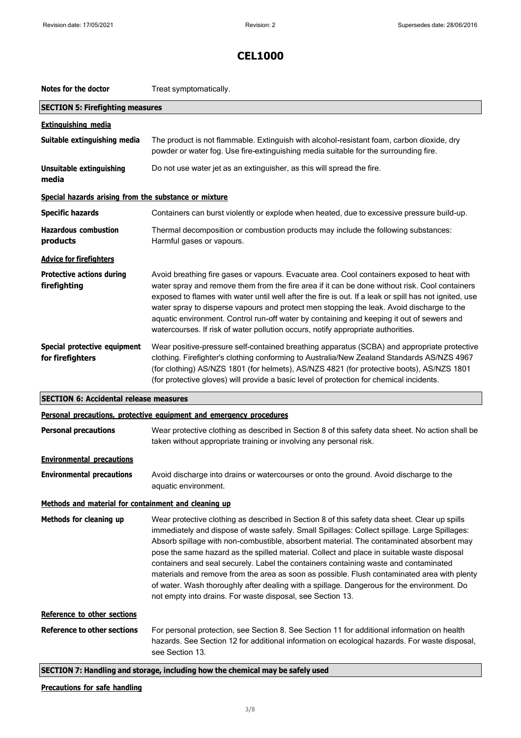# CEL1000

**Notes for the doctor** Treat symptomatically.

## SECTION 5: Firefighting measures

### Extinguishing media

**Suitable extinguishing media** The product is not flammable. Extinguish with alcohol-resistant foam, carbon dioxide, dry powder or water fog. Use fire-extinguishing media suitable for the surrounding fire.

**Unsuitable extinguishing media** Do not use water jet as an extinguisher, as this will spread the fire.

### Special hazards arising from the substance or mixture

**Specific hazards** Containers can burst violently or explode when heated, due to excessive pressure build-up.

**Hazardous combustion products** Thermal decomposition or combustion products may include the following substances: Harmful gases or vapours.

### Advice for firefighters

**Protective actions during firefighting** Avoid breathing fire gases or vapours. Evacuate area. Cool containers exposed to heat with water spray and remove them from the fire area if it can be done without risk. Cool containers exposed to flames with water until well after the fire is out. If a leak or spill has not ignited, use water spray to disperse vapours and protect men stopping the leak. Avoid discharge to the aquatic environment. Control run-off water by containing and keeping it out of sewers and watercourses. If risk of water pollution occurs, notify appropriate authorities.

**Special protective equipment for firefighters** Wear positive-pressure self-contained breathing apparatus (SCBA) and appropriate protective clothing. Firefighter's clothing conforming to Australia/New Zealand Standards AS/NZS 4967 (for clothing) AS/NZS 1801 (for helmets), AS/NZS 4821 (for protective boots), AS/NZS 1801 (for protective gloves) will provide a basic level of protection for chemical incidents.

## SECTION 6: Accidental release measures

### Personal precautions, protective equipment and emergency procedures

**Personal precautions** Wear protective clothing as described in Section 8 of this safety data sheet. No action shall be taken without appropriate training or involving any personal risk.

### Environmental precautions

**Environmental precautions** Avoid discharge into drains or watercourses or onto the ground. Avoid discharge to the aquatic environment.

### Methods and material for containment and cleaning up

**Methods for cleaning up** Wear protective clothing as described in Section 8 of this safety data sheet. Clear up spills immediately and dispose of waste safely. Small Spillages: Collect spillage. Large Spillages: Absorb spillage with non-combustible, absorbent material. The contaminated absorbent may pose the same hazard as the spilled material. Collect and place in suitable waste disposal containers and seal securely. Label the containers containing waste and contaminated materials and remove from the area as soon as possible. Flush contaminated area with plenty of water. Wash thoroughly after dealing with a spillage. Dangerous for the environment. Do not empty into drains. For waste disposal, see Section 13.

### Reference to other sections

**Reference to other sections** For personal protection, see Section 8. See Section 11 for additional information on health hazards. See Section 12 for additional information on ecological hazards. For waste disposal, see Section 13.

## SECTION 7: Handling and storage, including how the chemical may be safely used

### Precautions for safe handling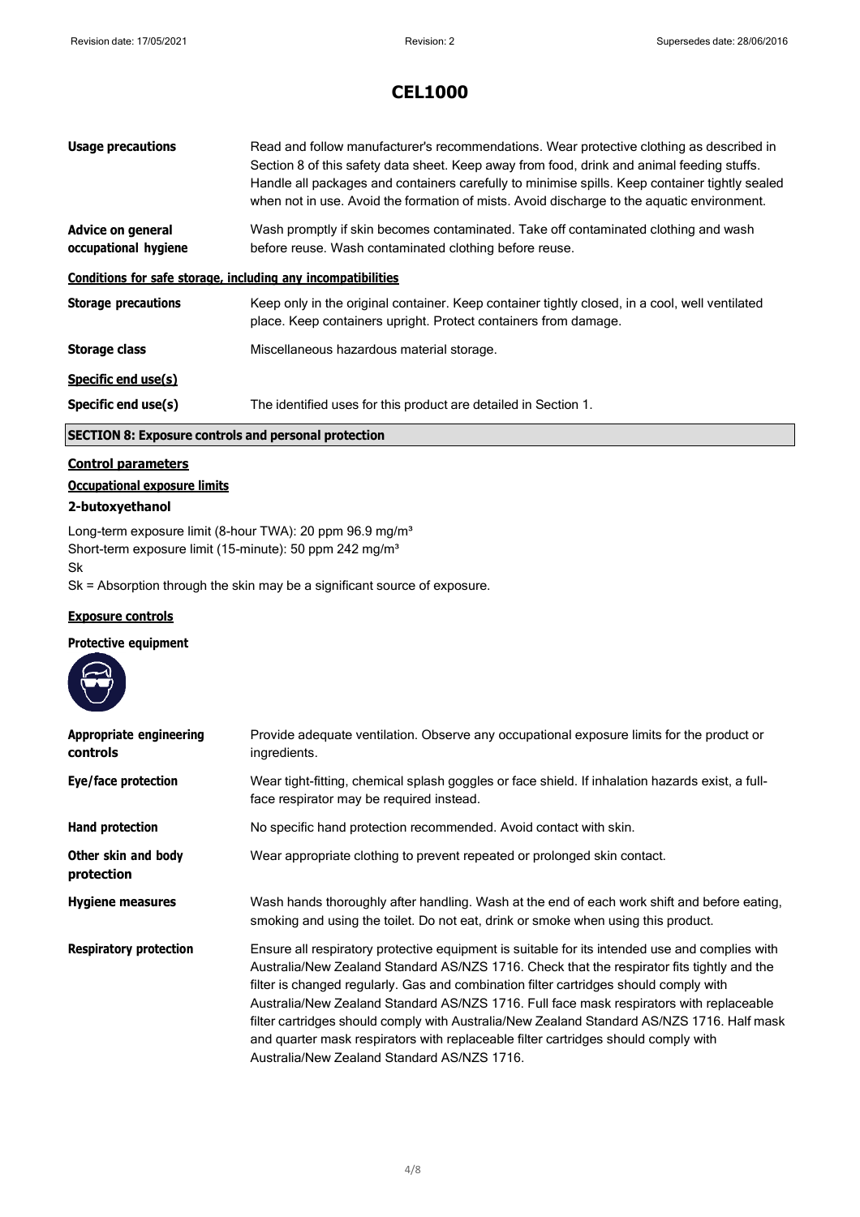# CEL1000

| | |
|---|---|
| **Usage precautions** | Read and follow manufacturer's recommendations. Wear protective clothing as described in Section 8 of this safety data sheet. Keep away from food, drink and animal feeding stuffs. Handle all packages and containers carefully to minimise spills. Keep container tightly sealed when not in use. Avoid the formation of mists. Avoid discharge to the aquatic environment. |
| **Advice on general occupational hygiene** | Wash promptly if skin becomes contaminated. Take off contaminated clothing and wash before reuse. Wash contaminated clothing before reuse. |

**Conditions for safe storage, including any incompatibilities**

| | |
|---|---|
| **Storage precautions** | Keep only in the original container. Keep container tightly closed, in a cool, well ventilated place. Keep containers upright. Protect containers from damage. |
| **Storage class** | Miscellaneous hazardous material storage. |

**Specific end use(s)**

| | |
|---|---|
| **Specific end use(s)** | The identified uses for this product are detailed in Section 1. |

## SECTION 8: Exposure controls and personal protection

**Control parameters**

**Occupational exposure limits**

**2-butoxyethanol**

Long-term exposure limit (8-hour TWA): 20 ppm 96.9 mg/m³
Short-term exposure limit (15-minute): 50 ppm 242 mg/m³
Sk
Sk = Absorption through the skin may be a significant source of exposure.

**Exposure controls**

**Protective equipment**

| | |
|---|---|
| **Appropriate engineering controls** | Provide adequate ventilation. Observe any occupational exposure limits for the product or ingredients. |
| **Eye/face protection** | Wear tight-fitting, chemical splash goggles or face shield. If inhalation hazards exist, a full-face respirator may be required instead. |
| **Hand protection** | No specific hand protection recommended. Avoid contact with skin. |
| **Other skin and body protection** | Wear appropriate clothing to prevent repeated or prolonged skin contact. |
| **Hygiene measures** | Wash hands thoroughly after handling. Wash at the end of each work shift and before eating, smoking and using the toilet. Do not eat, drink or smoke when using this product. |
| **Respiratory protection** | Ensure all respiratory protective equipment is suitable for its intended use and complies with Australia/New Zealand Standard AS/NZS 1716. Check that the respirator fits tightly and the filter is changed regularly. Gas and combination filter cartridges should comply with Australia/New Zealand Standard AS/NZS 1716. Full face mask respirators with replaceable filter cartridges should comply with Australia/New Zealand Standard AS/NZS 1716. Half mask and quarter mask respirators with replaceable filter cartridges should comply with Australia/New Zealand Standard AS/NZS 1716. |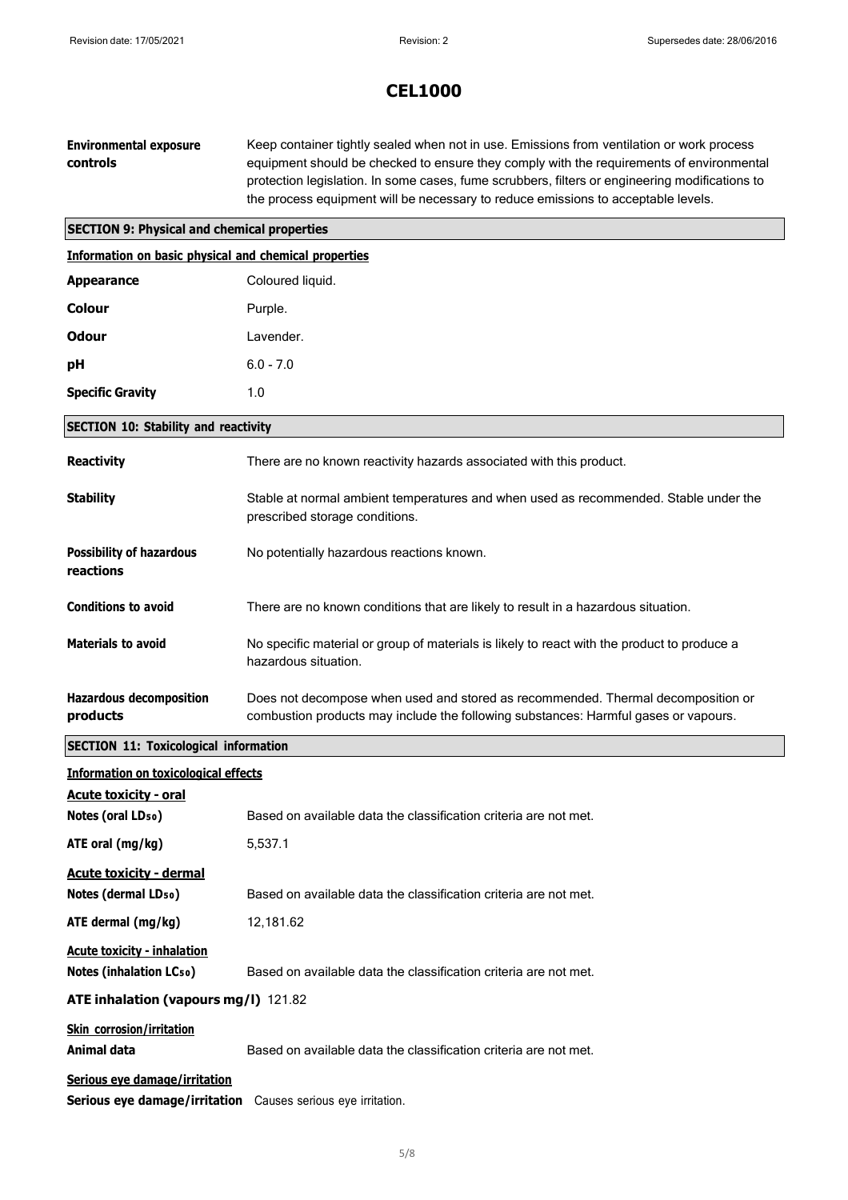# CEL1000

**Environmental exposure controls** Keep container tightly sealed when not in use. Emissions from ventilation or work process equipment should be checked to ensure they comply with the requirements of environmental protection legislation. In some cases, fume scrubbers, filters or engineering modifications to the process equipment will be necessary to reduce emissions to acceptable levels.

## SECTION 9: Physical and chemical properties

### Information on basic physical and chemical properties

**Appearance** Coloured liquid.

**Colour** Purple.

**Odour** Lavender.

**pH** 6.0 - 7.0

**Specific Gravity** 1.0

## SECTION 10: Stability and reactivity

**Reactivity** There are no known reactivity hazards associated with this product.

**Stability** Stable at normal ambient temperatures and when used as recommended. Stable under the prescribed storage conditions.

**Possibility of hazardous reactions** No potentially hazardous reactions known.

**Conditions to avoid** There are no known conditions that are likely to result in a hazardous situation.

**Materials to avoid** No specific material or group of materials is likely to react with the product to produce a hazardous situation.

**Hazardous decomposition products** Does not decompose when used and stored as recommended. Thermal decomposition or combustion products may include the following substances: Harmful gases or vapours.

## SECTION 11: Toxicological information

### Information on toxicological effects

**Acute toxicity - oral**

**Notes (oral $LD_{50}$)** Based on available data the classification criteria are not met.

**ATE oral (mg/kg)** 5,537.1

**Acute toxicity - dermal**

**Notes (dermal $LD_{50}$)** Based on available data the classification criteria are not met.

**ATE dermal (mg/kg)** 12,181.62

**Acute toxicity - inhalation**

**Notes (inhalation $LC_{50}$)** Based on available data the classification criteria are not met.

**ATE inhalation (vapours mg/l)** 121.82

**Skin corrosion/irritation**

**Animal data** Based on available data the classification criteria are not met.

**Serious eye damage/irritation**

**Serious eye damage/irritation** Causes serious eye irritation.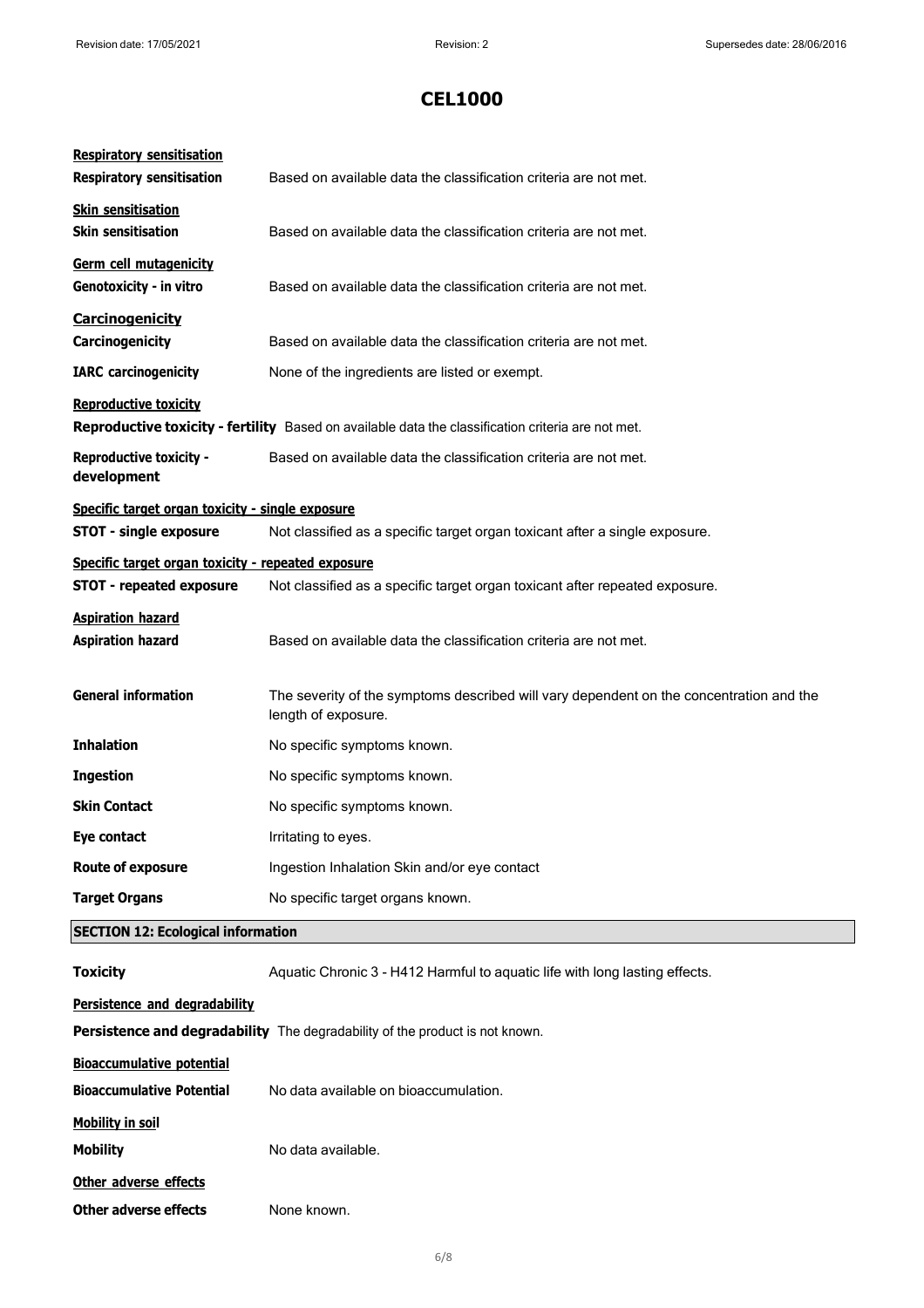**Respiratory sensitisation**

**Respiratory sensitisation** Based on available data the classification criteria are not met.

**Skin sensitisation**

**Skin sensitisation** Based on available data the classification criteria are not met.

**Germ cell mutagenicity**

**Genotoxicity - in vitro** Based on available data the classification criteria are not met.

**Carcinogenicity**

**Carcinogenicity** Based on available data the classification criteria are not met.

**IARC carcinogenicity** None of the ingredients are listed or exempt.

**Reproductive toxicity**

**Reproductive toxicity - fertility** Based on available data the classification criteria are not met.

**Reproductive toxicity - development** Based on available data the classification criteria are not met.

**Specific target organ toxicity - single exposure**

**STOT - single exposure** Not classified as a specific target organ toxicant after a single exposure.

**Specific target organ toxicity - repeated exposure**

**STOT - repeated exposure** Not classified as a specific target organ toxicant after repeated exposure.

**Aspiration hazard**

**Aspiration hazard** Based on available data the classification criteria are not met.

**General information** The severity of the symptoms described will vary dependent on the concentration and the length of exposure.

**Inhalation** No specific symptoms known.

**Ingestion** No specific symptoms known.

**Skin Contact** No specific symptoms known.

**Eye contact** Irritating to eyes.

**Route of exposure** Ingestion Inhalation Skin and/or eye contact

**Target Organs** No specific target organs known.

## SECTION 12: Ecological information

**Toxicity** Aquatic Chronic 3 - H412 Harmful to aquatic life with long lasting effects.

**Persistence and degradability**

**Persistence and degradability** The degradability of the product is not known.

**Bioaccumulative potential**

**Bioaccumulative Potential** No data available on bioaccumulation.

**Mobility in soil**

**Mobility** No data available.

**Other adverse effects**

**Other adverse effects** None known.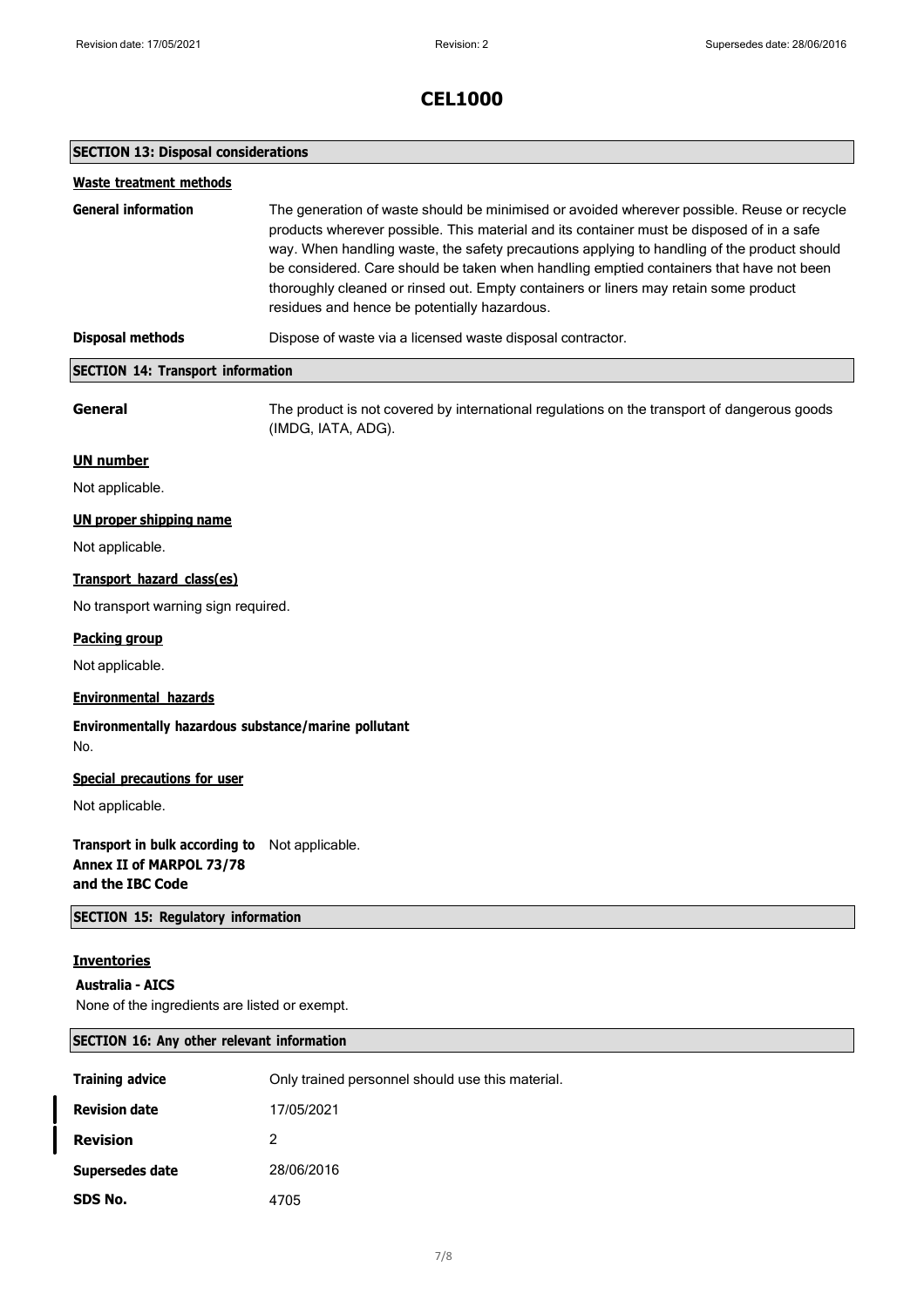# CEL1000

## SECTION 13: Disposal considerations

### Waste treatment methods

**General information** The generation of waste should be minimised or avoided wherever possible. Reuse or recycle products wherever possible. This material and its container must be disposed of in a safe way. When handling waste, the safety precautions applying to handling of the product should be considered. Care should be taken when handling emptied containers that have not been thoroughly cleaned or rinsed out. Empty containers or liners may retain some product residues and hence be potentially hazardous.

**Disposal methods** Dispose of waste via a licensed waste disposal contractor.

## SECTION 14: Transport information

**General** The product is not covered by international regulations on the transport of dangerous goods (IMDG, IATA, ADG).

### UN number

Not applicable.

### UN proper shipping name

Not applicable.

### Transport hazard class(es)

No transport warning sign required.

### Packing group

Not applicable.

### Environmental hazards

**Environmentally hazardous substance/marine pollutant**

No.

### Special precautions for user

Not applicable.

**Transport in bulk according to Annex II of MARPOL 73/78 and the IBC Code** Not applicable.

## SECTION 15: Regulatory information

### Inventories

**Australia - AICS**

None of the ingredients are listed or exempt.

## SECTION 16: Any other relevant information

| | |
|---|---|
| **Training advice** | Only trained personnel should use this material. |
| **Revision date** | 17/05/2021 |
| **Revision** | 2 |
| **Supersedes date** | 28/06/2016 |
| **SDS No.** | 4705 |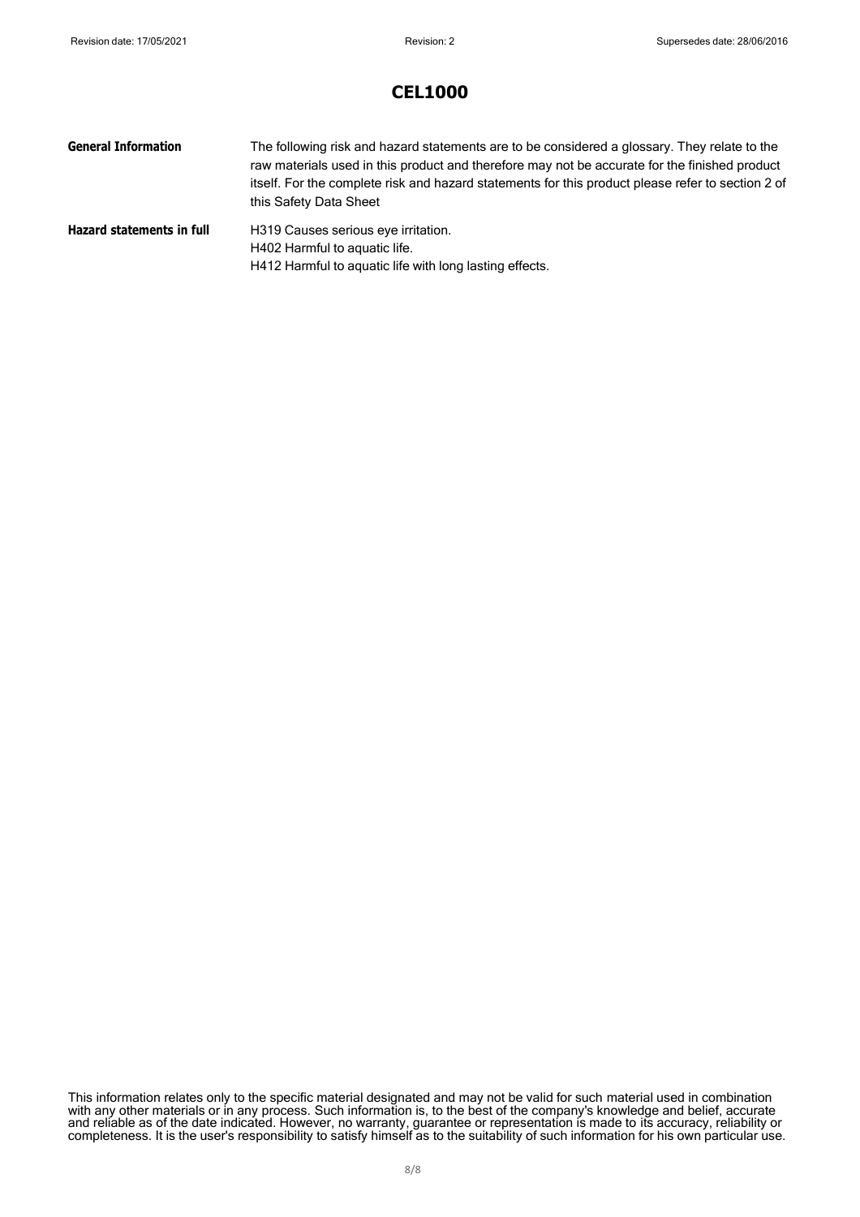# CEL1000

**General Information**

The following risk and hazard statements are to be considered a glossary. They relate to the raw materials used in this product and therefore may not be accurate for the finished product itself. For the complete risk and hazard statements for this product please refer to section 2 of this Safety Data Sheet

**Hazard statements in full**

H319 Causes serious eye irritation.
H402 Harmful to aquatic life.
H412 Harmful to aquatic life with long lasting effects.

This information relates only to the specific material designated and may not be valid for such material used in combination with any other materials or in any process. Such information is, to the best of the company's knowledge and belief, accurate and reliable as of the date indicated. However, no warranty, guarantee or representation is made to its accuracy, reliability or completeness. It is the user's responsibility to satisfy himself as to the suitability of such information for his own particular use.